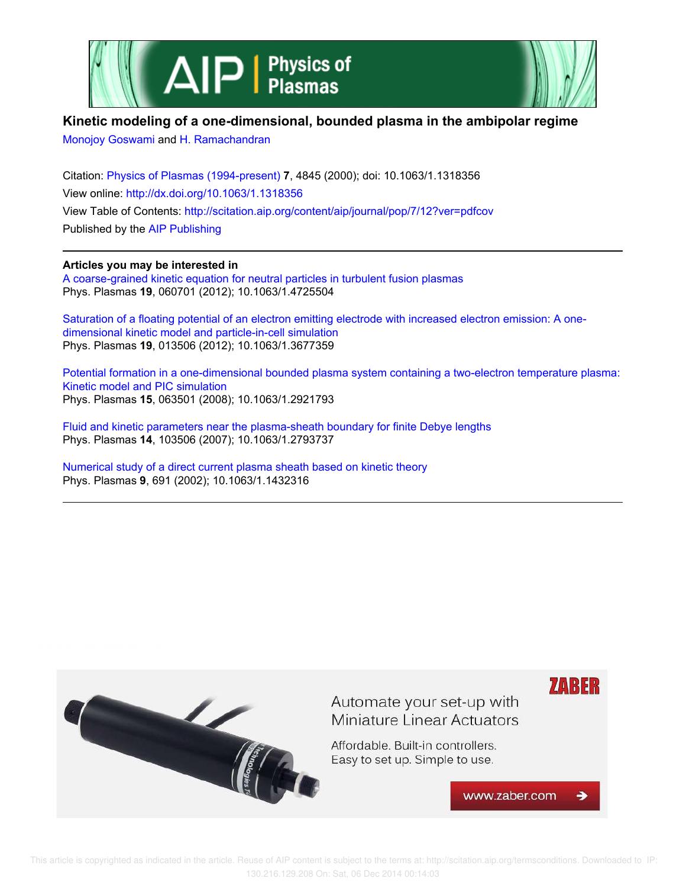# Kinetic modeling of a one-dimensional, bounded plasma in the ambipolar regime

Monojoy Goswami and H. Ramachandran

Citation: Physics of Plasmas (1994-present) **7**, 4845 (2000); doi: 10.1063/1.1318356

View online: http://dx.doi.org/10.1063/1.1318356

View Table of Contents: http://scitation.aip.org/content/aip/journal/pop/7/12?ver=pdfcov

Published by the AIP Publishing

**Articles you may be interested in**

A coarse-grained kinetic equation for neutral particles in turbulent fusion plasmas
Phys. Plasmas **19**, 060701 (2012); 10.1063/1.4725504

Saturation of a floating potential of an electron emitting electrode with increased electron emission: A one-dimensional kinetic model and particle-in-cell simulation
Phys. Plasmas **19**, 013506 (2012); 10.1063/1.3677359

Potential formation in a one-dimensional bounded plasma system containing a two-electron temperature plasma: Kinetic model and PIC simulation
Phys. Plasmas **15**, 063501 (2008); 10.1063/1.2921793

Fluid and kinetic parameters near the plasma-sheath boundary for finite Debye lengths
Phys. Plasmas **14**, 103506 (2007); 10.1063/1.2793737

Numerical study of a direct current plasma sheath based on kinetic theory
Phys. Plasmas **9**, 691 (2002); 10.1063/1.1432316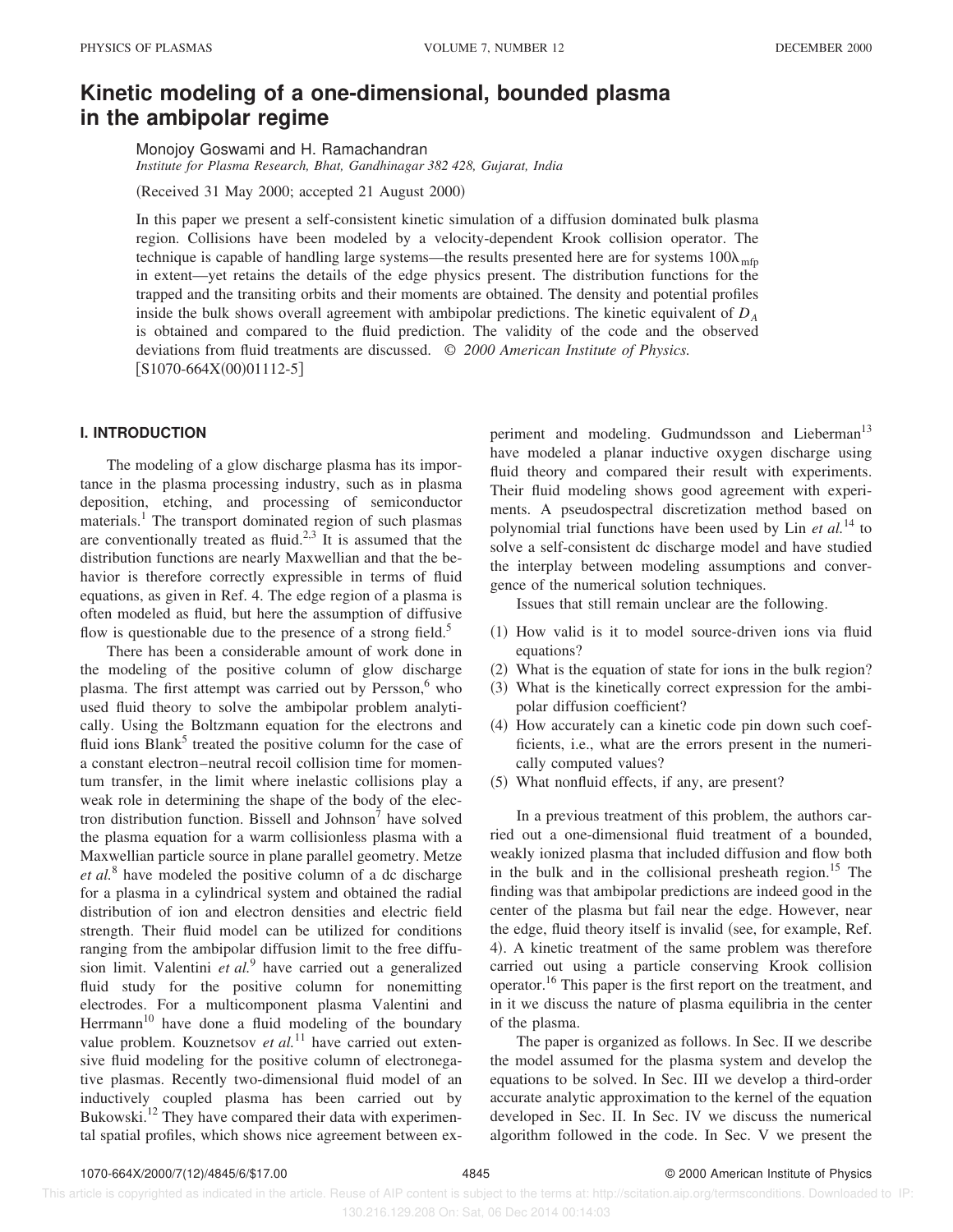# Kinetic modeling of a one-dimensional, bounded plasma in the ambipolar regime

Monojoy Goswami and H. Ramachandran

*Institute for Plasma Research, Bhat, Gandhinagar 382 428, Gujarat, India*

(Received 31 May 2000; accepted 21 August 2000)

In this paper we present a self-consistent kinetic simulation of a diffusion dominated bulk plasma region. Collisions have been modeled by a velocity-dependent Krook collision operator. The technique is capable of handling large systems—the results presented here are for systems $100\lambda_{\mathrm{mfp}}$ in extent—yet retains the details of the edge physics present. The distribution functions for the trapped and the transiting orbits and their moments are obtained. The density and potential profiles inside the bulk shows overall agreement with ambipolar predictions. The kinetic equivalent of $D_A$ is obtained and compared to the fluid prediction. The validity of the code and the observed deviations from fluid treatments are discussed. © *2000 American Institute of Physics.* [S1070-664X(00)01112-5]

## I. INTRODUCTION

The modeling of a glow discharge plasma has its importance in the plasma processing industry, such as in plasma deposition, etching, and processing of semiconductor materials.[1] The transport dominated region of such plasmas are conventionally treated as fluid.[2,3] It is assumed that the distribution functions are nearly Maxwellian and that the behavior is therefore correctly expressible in terms of fluid equations, as given in Ref. 4. The edge region of a plasma is often modeled as fluid, but here the assumption of diffusive flow is questionable due to the presence of a strong field.[5]

There has been a considerable amount of work done in the modeling of the positive column of glow discharge plasma. The first attempt was carried out by Persson,[6] who used fluid theory to solve the ambipolar problem analytically. Using the Boltzmann equation for the electrons and fluid ions Blank[5] treated the positive column for the case of a constant electron–neutral recoil collision time for momentum transfer, in the limit where inelastic collisions play a weak role in determining the shape of the body of the electron distribution function. Bissell and Johnson[7] have solved the plasma equation for a warm collisionless plasma with a Maxwellian particle source in plane parallel geometry. Metze *et al.*[8] have modeled the positive column of a dc discharge for a plasma in a cylindrical system and obtained the radial distribution of ion and electron densities and electric field strength. Their fluid model can be utilized for conditions ranging from the ambipolar diffusion limit to the free diffusion limit. Valentini *et al.*[9] have carried out a generalized fluid study for the positive column for nonemitting electrodes. For a multicomponent plasma Valentini and Herrmann[10] have done a fluid modeling of the boundary value problem. Kouznetsov *et al.*[11] have carried out extensive fluid modeling for the positive column of electronegative plasmas. Recently two-dimensional fluid model of an inductively coupled plasma has been carried out by Bukowski.[12] They have compared their data with experimental spatial profiles, which shows nice agreement between experiment and modeling. Gudmundsson and Lieberman[13] have modeled a planar inductive oxygen discharge using fluid theory and compared their result with experiments. Their fluid modeling shows good agreement with experiments. A pseudospectral discretization method based on polynomial trial functions have been used by Lin *et al.*[14] to solve a self-consistent dc discharge model and have studied the interplay between modeling assumptions and convergence of the numerical solution techniques.

Issues that still remain unclear are the following.

(1) How valid is it to model source-driven ions via fluid equations?
(2) What is the equation of state for ions in the bulk region?
(3) What is the kinetically correct expression for the ambipolar diffusion coefficient?
(4) How accurately can a kinetic code pin down such coefficients, i.e., what are the errors present in the numerically computed values?
(5) What nonfluid effects, if any, are present?

In a previous treatment of this problem, the authors carried out a one-dimensional fluid treatment of a bounded, weakly ionized plasma that included diffusion and flow both in the bulk and in the collisional presheath region.[15] The finding was that ambipolar predictions are indeed good in the center of the plasma but fail near the edge. However, near the edge, fluid theory itself is invalid (see, for example, Ref. 4). A kinetic treatment of the same problem was therefore carried out using a particle conserving Krook collision operator.[16] This paper is the first report on the treatment, and in it we discuss the nature of plasma equilibria in the center of the plasma.

The paper is organized as follows. In Sec. II we describe the model assumed for the plasma system and develop the equations to be solved. In Sec. III we develop a third-order accurate analytic approximation to the kernel of the equation developed in Sec. II. In Sec. IV we discuss the numerical algorithm followed in the code. In Sec. V we present the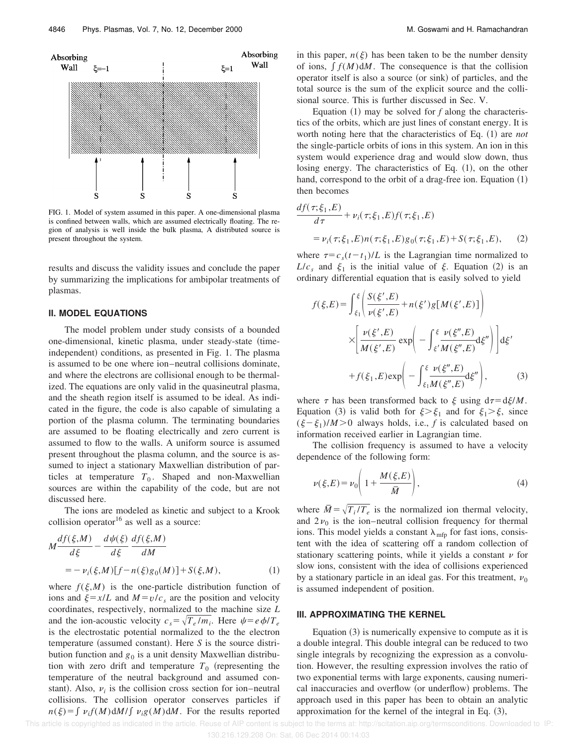FIG. 1. Model of system assumed in this paper. A one-dimensional plasma is confined between walls, which are assumed electrically floating. The region of analysis is well inside the bulk plasma, A distributed source is present throughout the system.

results and discuss the validity issues and conclude the paper by summarizing the implications for ambipolar treatments of plasmas.

## II. MODEL EQUATIONS

The model problem under study consists of a bounded one-dimensional, kinetic plasma, under steady-state (time-independent) conditions, as presented in Fig. 1. The plasma is assumed to be one where ion–neutral collisions dominate, and where the electrons are collisional enough to be thermalized. The equations are only valid in the quasineutral plasma, and the sheath region itself is assumed to be ideal. As indicated in the figure, the code is also capable of simulating a portion of the plasma column. The terminating boundaries are assumed to be floating electrically and zero current is assumed to flow to the walls. A uniform source is assumed present throughout the plasma column, and the source is assumed to inject a stationary Maxwellian distribution of particles at temperature $T_0$. Shaped and non-Maxwellian sources are within the capability of the code, but are not discussed here.

The ions are modeled as kinetic and subject to a Krook collision operator[16] as well as a source:

$$
M\frac{df(\xi,M)}{d\xi}-\frac{d\psi(\xi)}{d\xi}\,\frac{df(\xi,M)}{dM}
=-\nu_i(\xi,M)[f-n(\xi)g_0(M)]+S(\xi,M), \tag{1}
$$

where $f(\xi,M)$ is the one-particle distribution function of ions and $\xi=x/L$ and $M=v/c_s$ are the position and velocity coordinates, respectively, normalized to the machine size $L$ and the ion-acoustic velocity $c_s=\sqrt{T_e/m_i}$. Here $\psi=e\phi/T_e$ is the electrostatic potential normalized to the the electron temperature (assumed constant). Here $S$ is the source distribution function and $g_0$ is a unit density Maxwellian distribution with zero drift and temperature $T_0$ (representing the temperature of the neutral background and assumed constant). Also, $\nu_i$ is the collision cross section for ion–neutral collisions. The collision operator conserves particles if $n(\xi)=\int \nu_i f(M)\mathrm{d}M/\int \nu_i g(M)\mathrm{d}M$. For the results reported in this paper, $n(\xi)$ has been taken to be the number density of ions, $\int f(M)\mathrm{d}M$. The consequence is that the collision operator itself is also a source (or sink) of particles, and the total source is the sum of the explicit source and the collisional source. This is further discussed in Sec. V.

Equation (1) may be solved for $f$ along the characteristics of the orbits, which are just lines of constant energy. It is worth noting here that the characteristics of Eq. (1) are *not* the single-particle orbits of ions in this system. An ion in this system would experience drag and would slow down, thus losing energy. The characteristics of Eq. (1), on the other hand, correspond to the orbit of a drag-free ion. Equation (1) then becomes

$$
\frac{df(\tau;\xi_1,E)}{d\tau}+\nu_i(\tau;\xi_1,E)f(\tau;\xi_1,E)
=\nu_i(\tau;\xi_1,E)n(\tau;\xi_1,E)g_0(\tau;\xi_1,E)+S(\tau;\xi_1,E), \tag{2}
$$

where $\tau=c_s(t-t_1)/L$ is the Lagrangian time normalized to $L/c_s$ and $\xi_1$ is the initial value of $\xi$. Equation (2) is an ordinary differential equation that is easily solved to yield

$$
f(\xi,E)=\int_{\xi_1}^{\xi}\left(\frac{S(\xi',E)}{\nu(\xi',E)}+n(\xi')g[M(\xi',E)]\right)
\times\left[\frac{\nu(\xi',E)}{M(\xi',E)}\exp\left(-\int_{\xi'}^{\xi}\frac{\nu(\xi'',E)}{M(\xi'',E)}d\xi''\right)\right]d\xi'
+f(\xi_1,E)\exp\left(-\int_{\xi_1}^{\xi}\frac{\nu(\xi'',E)}{M(\xi'',E)}d\xi''\right), \tag{3}
$$

where $\tau$ has been transformed back to $\xi$ using $\mathrm{d}\tau=\mathrm{d}\xi/M$. Equation (3) is valid both for $\xi>\xi_1$ and for $\xi_1>\xi$, since $(\xi-\xi_1)/M>0$ always holds, i.e., $f$ is calculated based on information received earlier in Lagrangian time.

The collision frequency is assumed to have a velocity dependence of the following form:

$$
\nu(\xi,E)=\nu_0\left(1+\frac{M(\xi,E)}{\bar{M}}\right), \tag{4}
$$

where $\bar{M}=\sqrt{T_i/T_e}$ is the normalized ion thermal velocity, and $2\nu_0$ is the ion–neutral collision frequency for thermal ions. This model yields a constant $\lambda_{\mathrm{mfp}}$ for fast ions, consistent with the idea of scattering off a random collection of stationary scattering points, while it yields a constant $\nu$ for slow ions, consistent with the idea of collisions experienced by a stationary particle in an ideal gas. For this treatment, $\nu_0$ is assumed independent of position.

## III. APPROXIMATING THE KERNEL

Equation (3) is numerically expensive to compute as it is a double integral. This double integral can be reduced to two single integrals by recognizing the expression as a convolution. However, the resulting expression involves the ratio of two exponential terms with large exponents, causing numerical inaccuracies and overflow (or underflow) problems. The approach used in this paper has been to obtain an analytic approximation for the kernel of the integral in Eq. (3),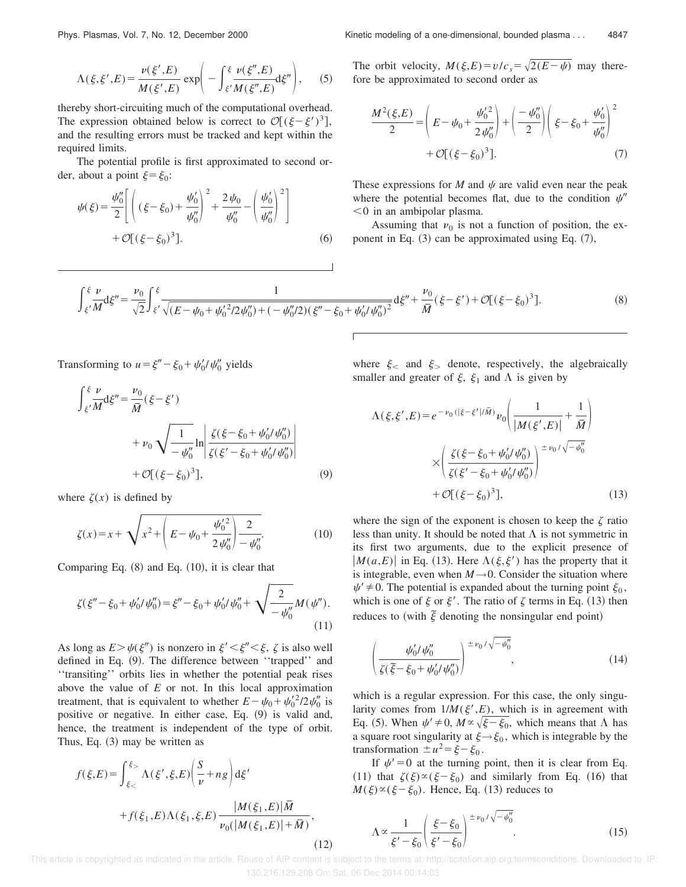$$\Lambda(\xi,\xi',E)=\frac{\nu(\xi',E)}{M(\xi',E)}\exp\left(-\int_{\xi'}^{\xi}\frac{\nu(\xi'',E)}{M(\xi'',E)}\mathrm{d}\xi''\right), \quad (5)$$

thereby short-circuiting much of the computational overhead. The expression obtained below is correct to $\mathcal{O}[(\xi-\xi')^3]$, and the resulting errors must be tracked and kept within the required limits.

The potential profile is first approximated to second order, about a point $\xi=\xi_0$:

$$\psi(\xi)=\frac{\psi_0''}{2}\left[\left((\xi-\xi_0)+\frac{\psi_0'}{\psi_0''}\right)^2+\frac{2\psi_0}{\psi_0''}-\left(\frac{\psi_0'}{\psi_0''}\right)^2\right]+\mathcal{O}[(\xi-\xi_0)^3]. \quad (6)$$

The orbit velocity, $M(\xi,E)=v/c_s=\sqrt{2(E-\psi)}$ may therefore be approximated to second order as

$$\frac{M^2(\xi,E)}{2}=\left(E-\psi_0+\frac{\psi_0'^2}{2\psi_0''}\right)+\left(\frac{-\psi_0''}{2}\right)\left(\xi-\xi_0+\frac{\psi_0'}{\psi_0''}\right)^2+\mathcal{O}[(\xi-\xi_0)^3]. \quad (7)$$

These expressions for $M$ and $\psi$ are valid even near the peak where the potential becomes flat, due to the condition $\psi''<0$ in an ambipolar plasma.

Assuming that $\nu_0$ is not a function of position, the exponent in Eq. (3) can be approximated using Eq. (7),

$$\int_{\xi'}^{\xi}\frac{\nu}{M}\mathrm{d}\xi''=\frac{\nu_0}{\sqrt{2}}\int_{\xi'}^{\xi}\frac{1}{\sqrt{(E-\psi_0+\psi_0'^2/2\psi_0'')+(-\psi_0''/2)(\xi''-\xi_0+\psi_0'/\psi_0'')^2}}\mathrm{d}\xi''+\frac{\nu_0}{\bar{M}}(\xi-\xi')+\mathcal{O}[(\xi-\xi_0)^3]. \quad (8)$$

Transforming to $u=\xi''-\xi_0+\psi_0'/\psi_0''$ yields

$$\int_{\xi'}^{\xi}\frac{\nu}{M}\mathrm{d}\xi''=\frac{\nu_0}{\bar{M}}(\xi-\xi')+\nu_0\sqrt{\frac{1}{-\psi_0''}}\ln\left|\frac{\zeta(\xi-\xi_0+\psi_0'/\psi_0'')}{\zeta(\xi'-\xi_0+\psi_0'/\psi_0'')}\right|+\mathcal{O}[(\xi-\xi_0)^3], \quad (9)$$

where $\zeta(x)$ is defined by

$$\zeta(x)=x+\sqrt{x^2+\left(E-\psi_0+\frac{\psi_0'^2}{2\psi_0''}\right)\frac{2}{-\psi_0''}}. \quad (10)$$

Comparing Eq. (8) and Eq. (10), it is clear that

$$\zeta(\xi''-\xi_0+\psi_0'/\psi_0'')=\xi''-\xi_0+\psi_0'/\psi_0''+\sqrt{\frac{2}{-\psi_0''}}M(\psi''). \quad (11)$$

As long as $E>\psi(\xi'')$ is nonzero in $\xi'<\xi''<\xi$, $\zeta$ is also well defined in Eq. (9). The difference between ''trapped'' and ''transiting'' orbits lies in whether the potential peak rises above the value of $E$ or not. In this local approximation treatment, that is equivalent to whether $E-\psi_0+\psi_0'^2/2\psi_0''$ is positive or negative. In either case, Eq. (9) is valid and, hence, the treatment is independent of the type of orbit. Thus, Eq. (3) may be written as

$$f(\xi,E)=\int_{\xi_<}^{\xi_>}\Lambda(\xi',\xi,E)\left(\frac{S}{\nu}+ng\right)\mathrm{d}\xi'+f(\xi_1,E)\Lambda(\xi_1,\xi,E)\frac{|M(\xi_1,E)|\bar{M}}{\nu_0(|M(\xi_1,E)|+\bar{M})}, \quad (12)$$

where $\xi_<$ and $\xi_>$ denote, respectively, the algebraically smaller and greater of $\xi$, $\xi_1$ and $\Lambda$ is given by

$$\Lambda(\xi,\xi',E)=e^{-\nu_0(|\xi-\xi'|/\bar{M})}\nu_0\left(\frac{1}{|M(\xi',E)|}+\frac{1}{\bar{M}}\right)\times\left(\frac{\zeta(\xi-\xi_0+\psi_0'/\psi_0'')}{\zeta(\xi'-\xi_0+\psi_0'/\psi_0'')}\right)^{\pm\nu_0/\sqrt{-\psi_0''}}+\mathcal{O}[(\xi-\xi_0)^3], \quad (13)$$

where the sign of the exponent is chosen to keep the $\zeta$ ratio less than unity. It should be noted that $\Lambda$ is not symmetric in its first two arguments, due to the explicit presence of $|M(a,E)|$ in Eq. (13). Here $\Lambda(\xi,\xi')$ has the property that it is integrable, even when $M\to 0$. Consider the situation where $\psi'\neq 0$. The potential is expanded about the turning point $\xi_0$, which is one of $\xi$ or $\xi'$. The ratio of $\zeta$ terms in Eq. (13) then reduces to (with $\tilde{\xi}$ denoting the nonsingular end point)

$$\left(\frac{\psi_0'/\psi_0''}{\zeta(\tilde{\xi}-\xi_0+\psi_0'/\psi_0'')}\right)^{\pm\nu_0/\sqrt{-\psi_0''}}, \quad (14)$$

which is a regular expression. For this case, the only singularity comes from $1/M(\xi',E)$, which is in agreement with Eq. (5). When $\psi'\neq 0$, $M\propto\sqrt{\xi-\xi_0}$, which means that $\Lambda$ has a square root singularity at $\xi\to\xi_0$, which is integrable by the transformation $\pm u^2=\xi-\xi_0$.

If $\psi'=0$ at the turning point, then it is clear from Eq. (11) that $\zeta(\xi)\propto(\xi-\xi_0)$ and similarly from Eq. (16) that $M(\xi)\propto(\xi-\xi_0)$. Hence, Eq. (13) reduces to

$$\Lambda\propto\frac{1}{\xi'-\xi_0}\left(\frac{\xi-\xi_0}{\xi'-\xi_0}\right)^{\pm\nu_0/\sqrt{-\psi_0''}}. \quad (15)$$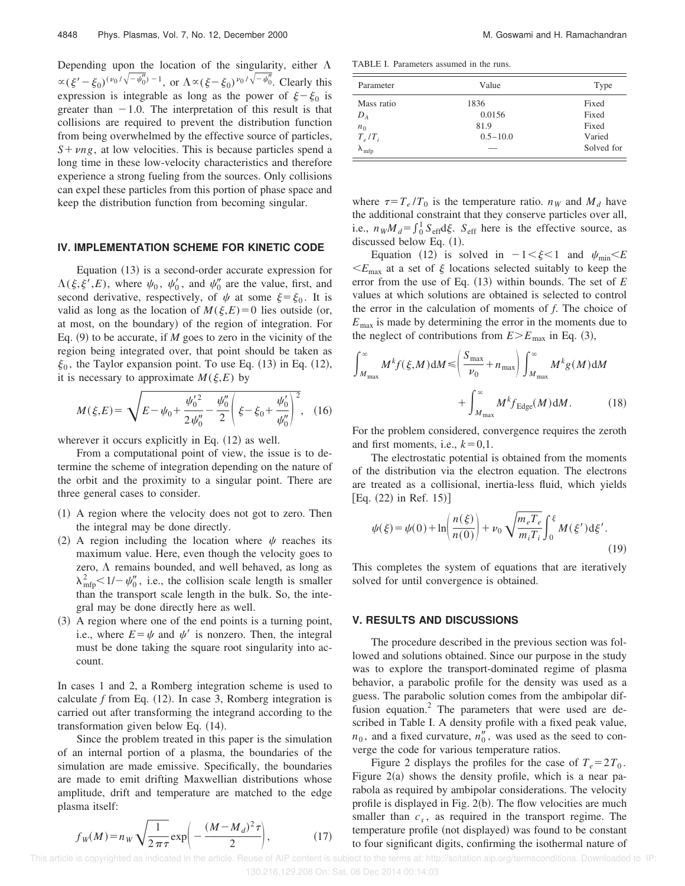Depending upon the location of the singularity, either $\Lambda \propto (\xi' - \xi_0)^{(\nu_0/\sqrt{-\psi_0''})-1}$, or $\Lambda \propto (\xi - \xi_0)^{\nu_0/\sqrt{-\psi_0''}}$. Clearly this expression is integrable as long as the power of $\xi - \xi_0$ is greater than $-1.0$. The interpretation of this result is that collisions are required to prevent the distribution function from being overwhelmed by the effective source of particles, $S + \nu n g$, at low velocities. This is because particles spend a long time in these low-velocity characteristics and therefore experience a strong fueling from the sources. Only collisions can expel these particles from this portion of phase space and keep the distribution function from becoming singular.

## IV. IMPLEMENTATION SCHEME FOR KINETIC CODE

Equation (13) is a second-order accurate expression for $\Lambda(\xi, \xi', E)$, where $\psi_0$, $\psi_0'$, and $\psi_0''$ are the value, first, and second derivative, respectively, of $\psi$ at some $\xi = \xi_0$. It is valid as long as the location of $M(\xi, E) = 0$ lies outside (or, at most, on the boundary) of the region of integration. For Eq. (9) to be accurate, if $M$ goes to zero in the vicinity of the region being integrated over, that point should be taken as $\xi_0$, the Taylor expansion point. To use Eq. (13) in Eq. (12), it is necessary to approximate $M(\xi, E)$ by

$$M(\xi,E) = \sqrt{E - \psi_0 + \frac{\psi_0'^2}{2\psi_0''} - \frac{\psi_0''}{2}\left(\xi - \xi_0 + \frac{\psi_0'}{\psi_0''}\right)^2}, \quad (16)$$

wherever it occurs explicitly in Eq. (12) as well.

From a computational point of view, the issue is to determine the scheme of integration depending on the nature of the orbit and the proximity to a singular point. There are three general cases to consider.

1. A region where the velocity does not got to zero. Then the integral may be done directly.
2. A region including the location where $\psi$ reaches its maximum value. Here, even though the velocity goes to zero, $\Lambda$ remains bounded, and well behaved, as long as $\lambda_{\text{mfp}}^2 < 1/-\psi_0''$, i.e., the collision scale length is smaller than the transport scale length in the bulk. So, the integral may be done directly here as well.
3. A region where one of the end points is a turning point, i.e., where $E = \psi$ and $\psi'$ is nonzero. Then, the integral must be done taking the square root singularity into account.

In cases 1 and 2, a Romberg integration scheme is used to calculate $f$ from Eq. (12). In case 3, Romberg integration is carried out after transforming the integrand according to the transformation given below Eq. (14).

Since the problem treated in this paper is the simulation of an internal portion of a plasma, the boundaries of the simulation are made emissive. Specifically, the boundaries are made to emit drifting Maxwellian distributions whose amplitude, drift and temperature are matched to the edge plasma itself:

$$f_W(M) = n_W \sqrt{\frac{1}{2\pi\tau}} \exp\left(-\frac{(M - M_d)^2 \tau}{2}\right), \quad (17)$$

TABLE I. Parameters assumed in the runs.

| Parameter | Value | Type |
|---|---|---|
| Mass ratio | 1836 | Fixed |
| $D_A$ | 0.0156 | Fixed |
| $n_0$ | 81.9 | Fixed |
| $T_e/T_i$ | 0.5–10.0 | Varied |
| $\lambda_{\text{mfp}}$ | — | Solved for |

where $\tau = T_e/T_0$ is the temperature ratio. $n_W$ and $M_d$ have the additional constraint that they conserve particles over all, i.e., $n_W M_d = \int_0^1 S_{\text{eff}} d\xi$. $S_{\text{eff}}$ here is the effective source, as discussed below Eq. (1).

Equation (12) is solved in $-1 < \xi < 1$ and $\psi_{\min} < E < E_{\max}$ at a set of $\xi$ locations selected suitably to keep the error from the use of Eq. (13) within bounds. The set of $E$ values at which solutions are obtained is selected to control the error in the calculation of moments of $f$. The choice of $E_{\max}$ is made by determining the error in the moments due to the neglect of contributions from $E > E_{\max}$ in Eq. (3),

$$\int_{M_{\max}}^{\infty} M^k f(\xi, M) dM \leqslant \left(\frac{S_{\max}}{\nu_0} + n_{\max}\right) \int_{M_{\max}}^{\infty} M^k g(M) dM + \int_{M_{\max}}^{\infty} M^k f_{\text{Edge}}(M) dM. \quad (18)$$

For the problem considered, convergence requires the zeroth and first moments, i.e., $k = 0,1$.

The electrostatic potential is obtained from the moments of the distribution via the electron equation. The electrons are treated as a collisional, inertia-less fluid, which yields [Eq. (22) in Ref. 15]

$$\psi(\xi) = \psi(0) + \ln\left(\frac{n(\xi)}{n(0)}\right) + \nu_0 \sqrt{\frac{m_e T_e}{m_i T_i}} \int_0^{\xi} M(\xi') d\xi'. \quad (19)$$

This completes the system of equations that are iteratively solved for until convergence is obtained.

## V. RESULTS AND DISCUSSIONS

The procedure described in the previous section was followed and solutions obtained. Since our purpose in the study was to explore the transport-dominated regime of plasma behavior, a parabolic profile for the density was used as a guess. The parabolic solution comes from the ambipolar diffusion equation.[2] The parameters that were used are described in Table I. A density profile with a fixed peak value, $n_0$, and a fixed curvature, $n_0''$, was used as the seed to converge the code for various temperature ratios.

Figure 2 displays the profiles for the case of $T_e = 2T_0$. Figure 2(a) shows the density profile, which is a near parabola as required by ambipolar considerations. The velocity profile is displayed in Fig. 2(b). The flow velocities are much smaller than $c_s$, as required in the transport regime. The temperature profile (not displayed) was found to be constant to four significant digits, confirming the isothermal nature of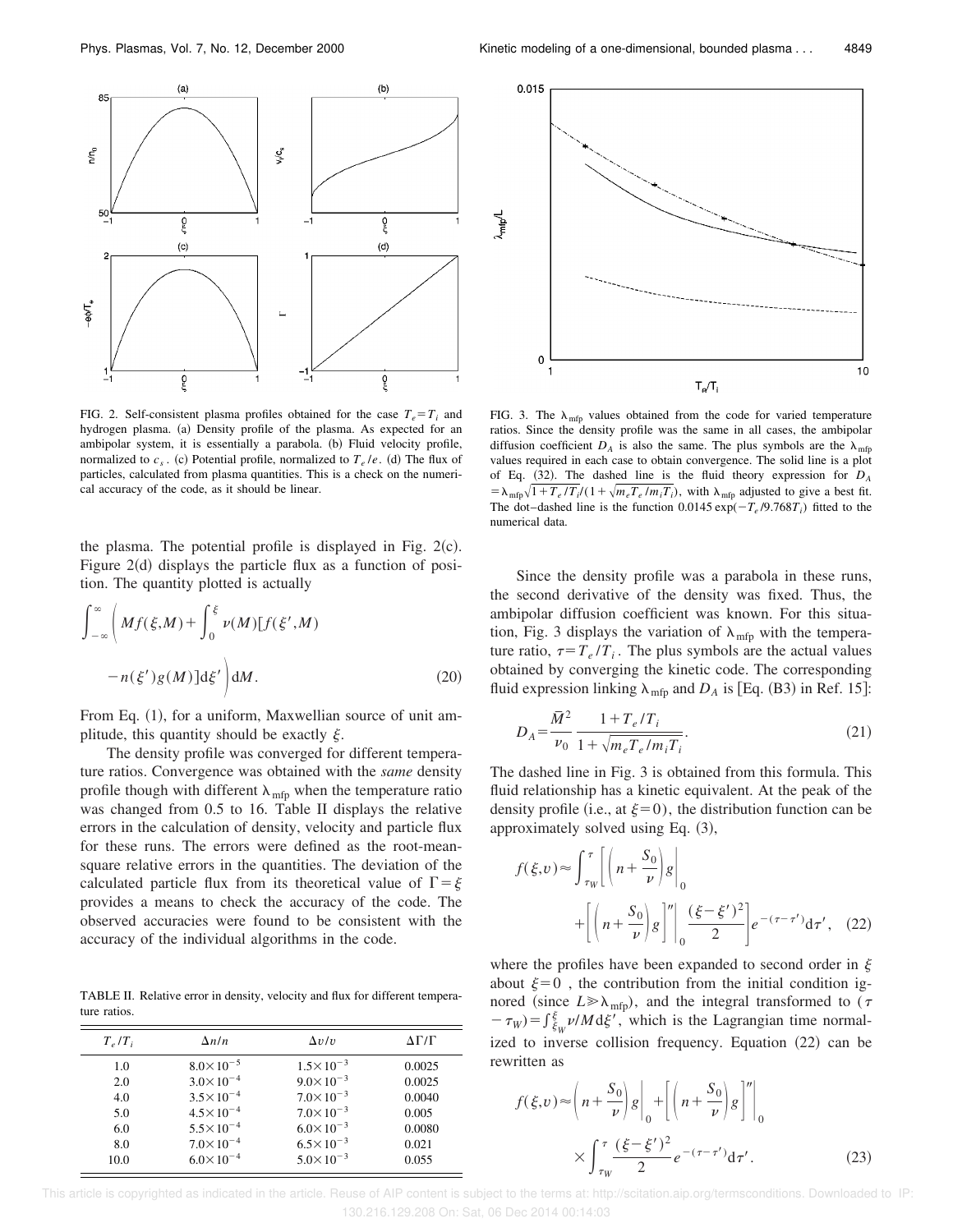FIG. 2. Self-consistent plasma profiles obtained for the case $T_e = T_i$ and hydrogen plasma. (a) Density profile of the plasma. As expected for an ambipolar system, it is essentially a parabola. (b) Fluid velocity profile, normalized to $c_s$. (c) Potential profile, normalized to $T_e/e$. (d) The flux of particles, calculated from plasma quantities. This is a check on the numerical accuracy of the code, as it should be linear.

FIG. 3. The $\lambda_{\text{mfp}}$ values obtained from the code for varied temperature ratios. Since the density profile was the same in all cases, the ambipolar diffusion coefficient $D_A$ is also the same. The plus symbols are the $\lambda_{\text{mfp}}$ values required in each case to obtain convergence. The solid line is a plot of Eq. (32). The dashed line is the fluid theory expression for $D_A = \lambda_{\text{mfp}}\sqrt{1+T_e/T_i}/(1+\sqrt{m_e T_e/m_i T_i})$, with $\lambda_{\text{mfp}}$ adjusted to give a best fit. The dot–dashed line is the function $0.0145\exp(-T_e/9.768T_i)$ fitted to the numerical data.

the plasma. The potential profile is displayed in Fig. 2(c). Figure 2(d) displays the particle flux as a function of position. The quantity plotted is actually

$$\int_{-\infty}^{\infty}\left(Mf(\xi,M)+\int_0^{\xi}\nu(M)[f(\xi',M)-n(\xi')g(M)]\mathrm{d}\xi'\right)\mathrm{d}M. \tag{20}$$

From Eq. (1), for a uniform, Maxwellian source of unit amplitude, this quantity should be exactly $\xi$.

The density profile was converged for different temperature ratios. Convergence was obtained with the *same* density profile though with different $\lambda_{\text{mfp}}$ when the temperature ratio was changed from 0.5 to 16. Table II displays the relative errors in the calculation of density, velocity and particle flux for these runs. The errors were defined as the root-mean-square relative errors in the quantities. The deviation of the calculated particle flux from its theoretical value of $\Gamma=\xi$ provides a means to check the accuracy of the code. The observed accuracies were found to be consistent with the accuracy of the individual algorithms in the code.

TABLE II. Relative error in density, velocity and flux for different temperature ratios.

| $T_e/T_i$ | $\Delta n/n$ | $\Delta v/v$ | $\Delta\Gamma/\Gamma$ |
|---|---|---|---|
| 1.0 | $8.0\times10^{-5}$ | $1.5\times10^{-3}$ | 0.0025 |
| 2.0 | $3.0\times10^{-4}$ | $9.0\times10^{-3}$ | 0.0025 |
| 4.0 | $3.5\times10^{-4}$ | $7.0\times10^{-3}$ | 0.0040 |
| 5.0 | $4.5\times10^{-4}$ | $7.0\times10^{-3}$ | 0.005 |
| 6.0 | $5.5\times10^{-4}$ | $6.0\times10^{-3}$ | 0.0080 |
| 8.0 | $7.0\times10^{-4}$ | $6.5\times10^{-3}$ | 0.021 |
| 10.0 | $6.0\times10^{-4}$ | $5.0\times10^{-3}$ | 0.055 |

Since the density profile was a parabola in these runs, the second derivative of the density was fixed. Thus, the ambipolar diffusion coefficient was known. For this situation, Fig. 3 displays the variation of $\lambda_{\text{mfp}}$ with the temperature ratio, $\tau=T_e/T_i$. The plus symbols are the actual values obtained by converging the kinetic code. The corresponding fluid expression linking $\lambda_{\text{mfp}}$ and $D_A$ is [Eq. (B3) in Ref. 15]:

$$D_A=\frac{\bar{M}^2}{\nu_0}\frac{1+T_e/T_i}{1+\sqrt{m_eT_e/m_iT_i}}. \tag{21}$$

The dashed line in Fig. 3 is obtained from this formula. This fluid relationship has a kinetic equivalent. At the peak of the density profile (i.e., at $\xi=0$), the distribution function can be approximately solved using Eq. (3),

$$f(\xi,v)\approx\int_{\tau_W}^{\tau}\left[\left(n+\frac{S_0}{\nu}\right)g\bigg|_0+\left[\left(n+\frac{S_0}{\nu}\right)g\right]''\bigg|_0\frac{(\xi-\xi')^2}{2}\right]e^{-(\tau-\tau')}\mathrm{d}\tau', \tag{22}$$

where the profiles have been expanded to second order in $\xi$ about $\xi=0$ , the contribution from the initial condition ignored (since $L\gg\lambda_{\text{mfp}}$), and the integral transformed to $(\tau-\tau_W)=\int_{\xi_W}^{\xi}\nu/M\,\mathrm{d}\xi'$, which is the Lagrangian time normalized to inverse collision frequency. Equation (22) can be rewritten as

$$f(\xi,v)\approx\left(n+\frac{S_0}{\nu}\right)g\bigg|_0+\left[\left(n+\frac{S_0}{\nu}\right)g\right]''\bigg|_0\times\int_{\tau_W}^{\tau}\frac{(\xi-\xi')^2}{2}e^{-(\tau-\tau')}\mathrm{d}\tau'. \tag{23}$$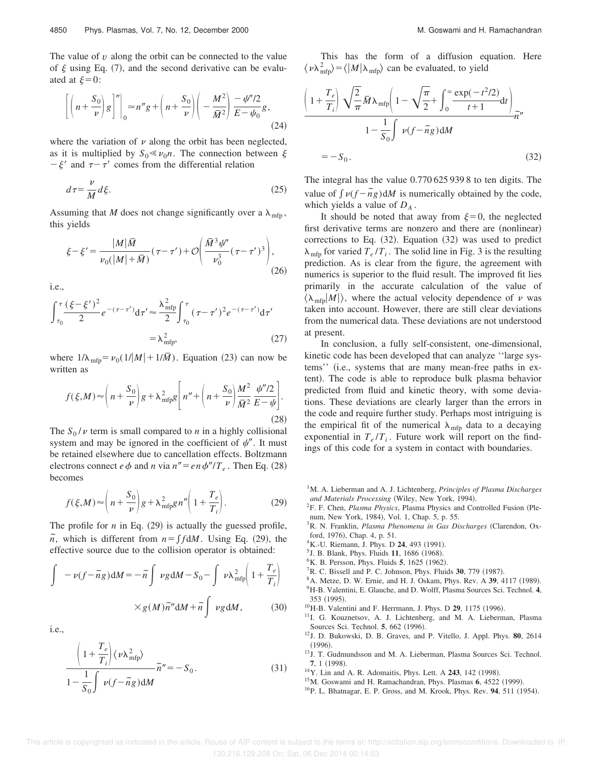The value of $v$ along the orbit can be connected to the value of $\xi$ using Eq. (7), and the second derivative can be evaluated at $\xi=0$:

$$\left[\left(n+\frac{S_0}{\nu}\right)g\right]''\bigg|_0 \simeq n''g+\left(n+\frac{S_0}{\nu}\right)\left(-\frac{M^2}{\bar{M}^2}\right)\frac{-\psi''/2}{E-\psi_0}g, \tag{24}$$

where the variation of $\nu$ along the orbit has been neglected, as it is multiplied by $S_0 \ll \nu_0 n$. The connection between $\xi - \xi'$ and $\tau-\tau'$ comes from the differential relation

$$d\tau = \frac{\nu}{M}d\xi. \tag{25}$$

Assuming that $M$ does not change significantly over a $\lambda_{\text{mfp}}$, this yields

$$\xi-\xi' = \frac{|M|\bar{M}}{\nu_0(|M|+\bar{M})}(\tau-\tau') + \mathcal{O}\left(\frac{\bar{M}^3\psi''}{\nu_0^3}(\tau-\tau')^3\right), \tag{26}$$

i.e.,

$$\int_{\tau_0}^{\tau}\frac{(\xi-\xi')^2}{2}e^{-(\tau-\tau')}\mathrm{d}\tau' \approx \frac{\lambda_{\text{mfp}}^2}{2}\int_{\tau_0}^{\tau}(\tau-\tau')^2 e^{-(\tau-\tau')}\mathrm{d}\tau' = \lambda_{\text{mfp}}^2, \tag{27}$$

where $1/\lambda_{\text{mfp}} = \nu_0(1/|M|+1/\bar{M})$. Equation (23) can now be written as

$$f(\xi,M) \approx \left(n+\frac{S_0}{\nu}\right)g + \lambda_{\text{mfp}}^2 g\left[n''+\left(n+\frac{S_0}{\nu}\right)\frac{M^2}{\bar{M}^2}\frac{\psi''/2}{E-\psi}\right]. \tag{28}$$

The $S_0/\nu$ term is small compared to $n$ in a highly collisional system and may be ignored in the coefficient of $\psi''$. It must be retained elsewhere due to cancellation effects. Boltzmann electrons connect $e\phi$ and $n$ via $n''=en\phi''/T_e$. Then Eq. (28) becomes

$$f(\xi,M) \approx \left(n+\frac{S_0}{\nu}\right)g + \lambda_{\text{mfp}}^2 g n''\left(1+\frac{T_e}{T_i}\right). \tag{29}$$

The profile for $n$ in Eq. (29) is actually the guessed profile, $\tilde{n}$, which is different from $n=\int f \mathrm{d}M$. Using Eq. (29), the effective source due to the collision operator is obtained:

$$\int -\nu(f-\tilde{n}g)\mathrm{d}M = -\tilde{n}\int \nu g \mathrm{d}M - S_0 - \int \nu\lambda_{\text{mfp}}^2\left(1+\frac{T_e}{T_i}\right) \times g(M)\tilde{n}''\mathrm{d}M + \tilde{n}\int \nu g \mathrm{d}M, \tag{30}$$

i.e.,

$$\frac{\left(1+\frac{T_e}{T_i}\right)\langle \nu\lambda_{\text{mfp}}^2\rangle}{1-\frac{1}{S_0}\int \nu(f-\tilde{n}g)\mathrm{d}M}\tilde{n}'' = -S_0. \tag{31}$$

This has the form of a diffusion equation. Here $\langle \nu\lambda_{\text{mfp}}^2\rangle = \langle |M|\lambda_{\text{mfp}}\rangle$ can be evaluated, to yield

$$\frac{\left(1+\frac{T_e}{T_i}\right)\sqrt{\frac{2}{\pi}}\bar{M}\lambda_{\text{mfp}}\left(1-\sqrt{\frac{\pi}{2}}+\int_0^{\infty}\frac{\exp(-t^2/2)}{t+1}\mathrm{d}t\right)}{1-\frac{1}{S_0}\int \nu(f-\tilde{n}g)\mathrm{d}M}\tilde{n}'' = -S_0. \tag{32}$$

The integral has the value 0.770 625 939 8 to ten digits. The value of $\int \nu(f-\tilde{n}g)\mathrm{d}M$ is numerically obtained by the code, which yields a value of $D_A$.

It should be noted that away from $\xi=0$, the neglected first derivative terms are nonzero and there are (nonlinear) corrections to Eq. (32). Equation (32) was used to predict $\lambda_{\text{mfp}}$ for varied $T_e/T_i$. The solid line in Fig. 3 is the resulting prediction. As is clear from the figure, the agreement with numerics is superior to the fluid result. The improved fit lies primarily in the accurate calculation of the value of $\langle \lambda_{\text{mfp}}|M|\rangle$, where the actual velocity dependence of $\nu$ was taken into account. However, there are still clear deviations from the numerical data. These deviations are not understood at present.

In conclusion, a fully self-consistent, one-dimensional, kinetic code has been developed that can analyze "large systems" (i.e., systems that are many mean-free paths in extent). The code is able to reproduce bulk plasma behavior predicted from fluid and kinetic theory, with some deviations. These deviations are clearly larger than the errors in the code and require further study. Perhaps most intriguing is the empirical fit of the numerical $\lambda_{\text{mfp}}$ data to a decaying exponential in $T_e/T_i$. Future work will report on the findings of this code for a system in contact with boundaries.

[1] M. A. Lieberman and A. J. Lichtenberg, *Principles of Plasma Discharges and Materials Processing* (Wiley, New York, 1994).
[2] F. F. Chen, *Plasma Physics*, Plasma Physics and Controlled Fusion (Plenum, New York, 1984), Vol. 1, Chap. 5, p. 55.
[3] R. N. Franklin, *Plasma Phenomena in Gas Discharges* (Clarendon, Oxford, 1976), Chap. 4, p. 51.
[4] K.-U. Riemann, J. Phys. D **24**, 493 (1991).
[5] J. B. Blank, Phys. Fluids **11**, 1686 (1968).
[6] K. B. Persson, Phys. Fluids **5**, 1625 (1962).
[7] R. C. Bissell and P. C. Johnson, Phys. Fluids **30**, 779 (1987).
[8] A. Metze, D. W. Ernie, and H. J. Oskam, Phys. Rev. A **39**, 4117 (1989).
[9] H-B. Valentini, E. Glauche, and D. Wolff, Plasma Sources Sci. Technol. **4**, 353 (1995).
[10] H-B. Valentini and F. Herrmann, J. Phys. D **29**, 1175 (1996).
[11] I. G. Kouznetsov, A. J. Lichtenberg, and M. A. Lieberman, Plasma Sources Sci. Technol. **5**, 662 (1996).
[12] J. D. Bukowski, D. B. Graves, and P. Vitello, J. Appl. Phys. **80**, 2614 (1996).
[13] J. T. Gudmundsson and M. A. Lieberman, Plasma Sources Sci. Technol. **7**, 1 (1998).
[14] Y. Lin and A. R. Adomaitis, Phys. Lett. A **243**, 142 (1998).
[15] M. Goswami and H. Ramachandran, Phys. Plasmas **6**, 4522 (1999).
[16] P. L. Bhatnagar, E. P. Gross, and M. Krook, Phys. Rev. **94**, 511 (1954).